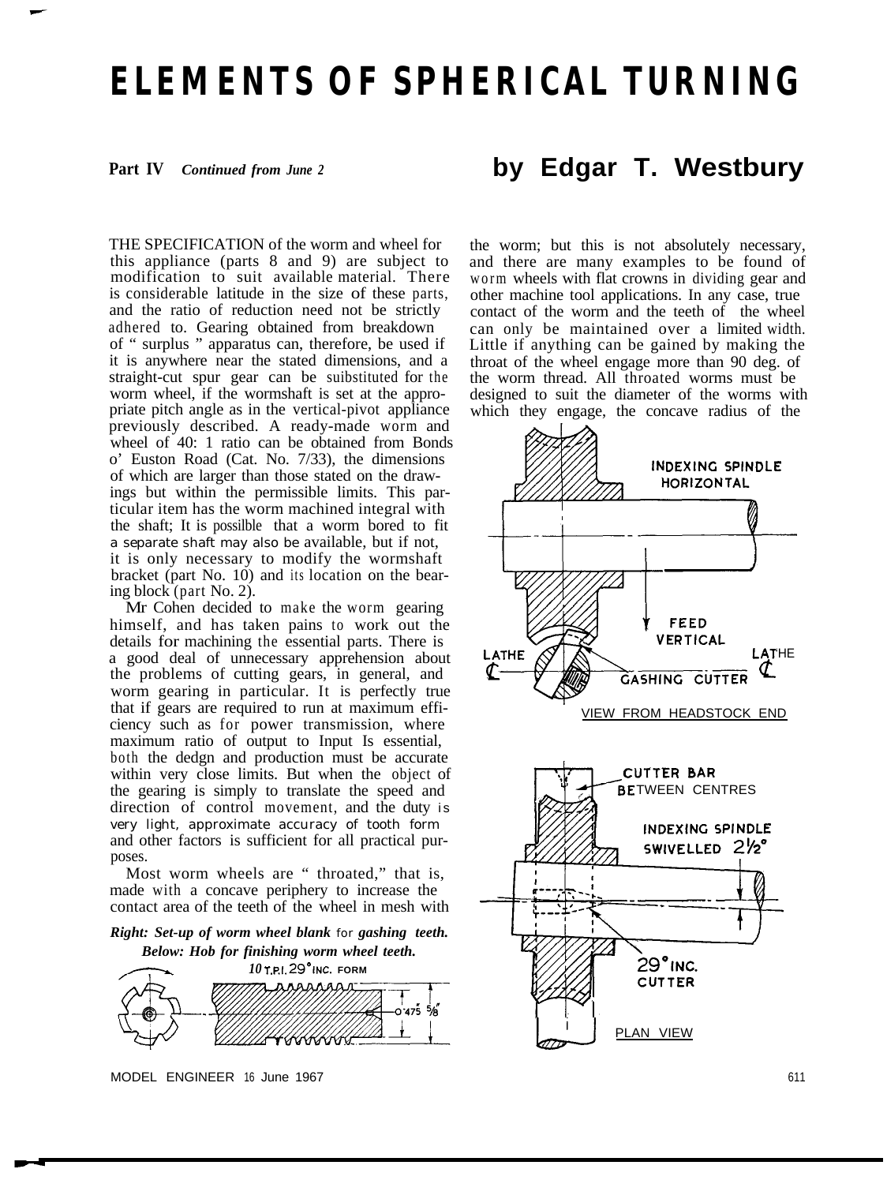# ELEMENTS OF SPHERICAL TURNING

**Part IV** *Continued from June 2*

## by Edgar T. Westbury

THE SPECIFICATION of the worm and wheel for this appliance (parts 8 and 9) are subject to modification to suit available material. There is considerable latitude in the size of these parts, and the ratio of reduction need not be strictly adhered to. Gearing obtained from breakdown of " surplus " apparatus can, therefore, be used if it is anywhere near the stated dimensions, and a straight-cut spur gear can be suibstituted for the worm wheel, if the wormshaft is set at the appropriate pitch angle as in the vertical-pivot appliance previously described. A ready-made worm and wheel of 40: 1 ratio can be obtained from Bonds o' Euston Road (Cat. No. 7/33), the dimensions of which are larger than those stated on the drawings but within the permissible limits. This particular item has the worm machined integral with the shaft; It is possilble that a worm bored to fit a separate shaft may also be available, but if not, it is only necessary to modify the wormshaft bracket (part No. 10) and its location on the bearing block (part No. 2).

Mr Cohen decided to make the worm gearing himself, and has taken pains to work out the details for machining the essential parts. There is a good deal of unnecessary apprehension about the problems of cutting gears, in general, and worm gearing in particular. It is perfectly true that if gears are required to run at maximum efficiency such as for power transmission, where maximum ratio of output to Input Is essential, both the dedgn and production must be accurate within very close limits. But when the object of the gearing is simply to translate the speed and direction of control movement, and the duty is very light, approximate accuracy of tooth form and other factors is sufficient for all practical purposes.

Most worm wheels are " throated," that is, made with a concave periphery to increase the contact area of the teeth of the wheel in mesh with the worm; but this is not absolutely necessary, and there are many examples to be found of worm wheels with flat crowns in dividing gear and other machine tool applications. In any case, true contact of the worm and the teeth of the wheel can only be maintained over a limited width. Little if anything can be gained by making the throat of the wheel engage more than 90 deg. of the worm thread. All throated worms must be designed to suit the diameter of the worms with which they engage, the concave radius of the

INDEXING SPINDLE HORIZONTAL

FEED VERTICAL

LATHE ℄ — GASHING CUTTER — LATHE ℄

VIEW FROM HEADSTOCK END

CUTTER BAR BETWEEN CENTRES

INDEXING SPINDLE SWIVELLED 2½°

29° INC. CUTTER

PLAN VIEW

*Right: Set-up of worm wheel blank for gashing teeth.*

*Below: Hob for finishing worm wheel teeth.*

10 T.P.I. 29° INC. FORM

0·475" 5/8"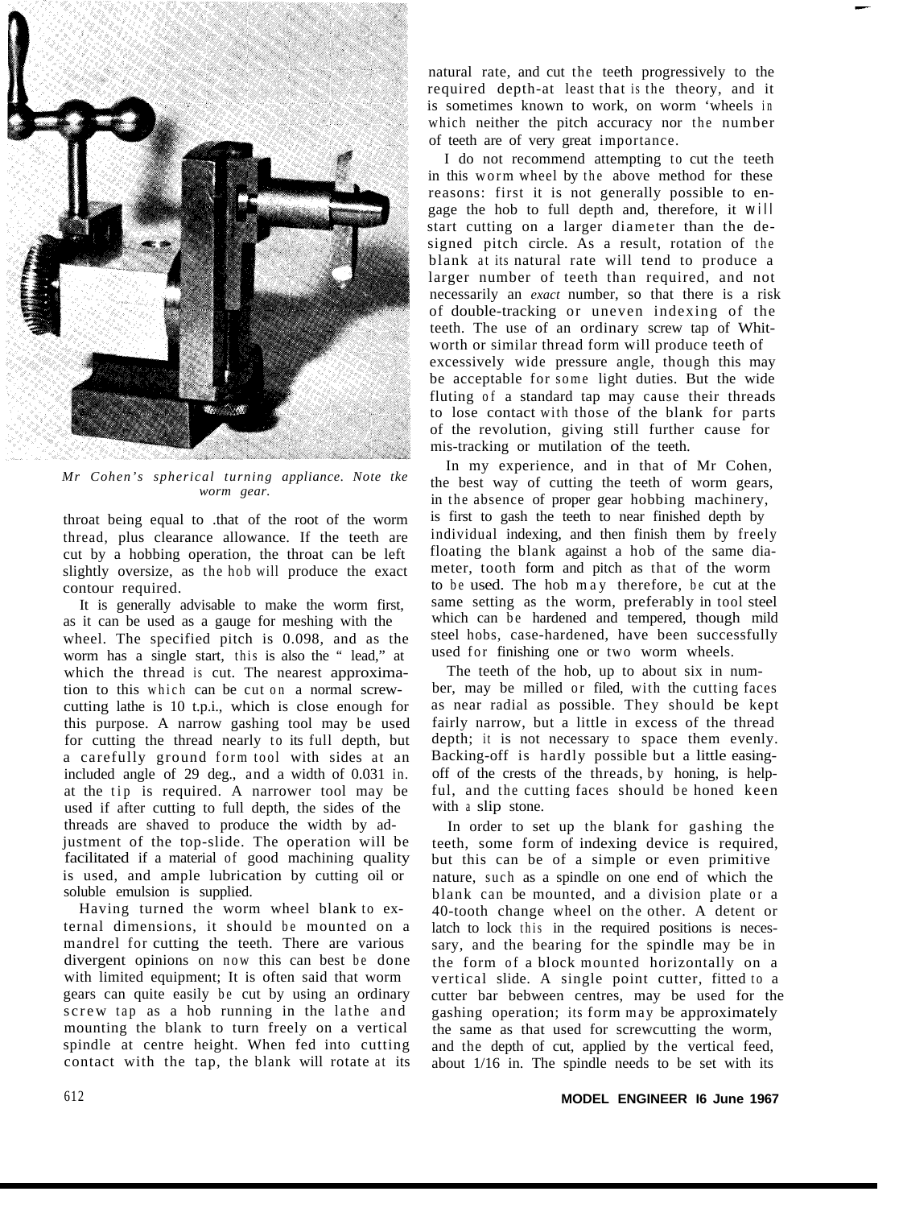*Mr Cohen's spherical turning appliance. Note tke worm gear.*

throat being equal to .that of the root of the worm thread, plus clearance allowance. If the teeth are cut by a hobbing operation, the throat can be left slightly oversize, as the hob will produce the exact contour required.

It is generally advisable to make the worm first, as it can be used as a gauge for meshing with the wheel. The specified pitch is 0.098, and as the worm has a single start, this is also the " lead," at which the thread is cut. The nearest approximation to this which can be cut on a normal screw-cutting lathe is 10 t.p.i., which is close enough for this purpose. A narrow gashing tool may be used for cutting the thread nearly to its full depth, but a carefully ground form tool with sides at an included angle of 29 deg., and a width of 0.031 in. at the tip is required. A narrower tool may be used if after cutting to full depth, the sides of the threads are shaved to produce the width by adjustment of the top-slide. The operation will be facilitated if a material of good machining quality is used, and ample lubrication by cutting oil or soluble emulsion is supplied.

Having turned the worm wheel blank to external dimensions, it should be mounted on a mandrel for cutting the teeth. There are various divergent opinions on now this can best be done with limited equipment; It is often said that worm gears can quite easily be cut by using an ordinary screw tap as a hob running in the lathe and mounting the blank to turn freely on a vertical spindle at centre height. When fed into cutting contact with the tap, the blank will rotate at its natural rate, and cut the teeth progressively to the required depth-at least that is the theory, and it is sometimes known to work, on worm 'wheels in which neither the pitch accuracy nor the number of teeth are of very great importance.

I do not recommend attempting to cut the teeth in this worm wheel by the above method for these reasons: first it is not generally possible to engage the hob to full depth and, therefore, it will start cutting on a larger diameter than the designed pitch circle. As a result, rotation of the blank at its natural rate will tend to produce a larger number of teeth than required, and not necessarily an *exact* number, so that there is a risk of double-tracking or uneven indexing of the teeth. The use of an ordinary screw tap of Whitworth or similar thread form will produce teeth of excessively wide pressure angle, though this may be acceptable for some light duties. But the wide fluting of a standard tap may cause their threads to lose contact with those of the blank for parts of the revolution, giving still further cause for mis-tracking or mutilation of the teeth.

In my experience, and in that of Mr Cohen, the best way of cutting the teeth of worm gears, in the absence of proper gear hobbing machinery, is first to gash the teeth to near finished depth by individual indexing, and then finish them by freely floating the blank against a hob of the same diameter, tooth form and pitch as that of the worm to be used. The hob may therefore, be cut at the same setting as the worm, preferably in tool steel which can be hardened and tempered, though mild steel hobs, case-hardened, have been successfully used for finishing one or two worm wheels.

The teeth of the hob, up to about six in number, may be milled or filed, with the cutting faces as near radial as possible. They should be kept fairly narrow, but a little in excess of the thread depth; it is not necessary to space them evenly. Backing-off is hardly possible but a little easing-off of the crests of the threads, by honing, is helpful, and the cutting faces should be honed keen with a slip stone.

In order to set up the blank for gashing the teeth, some form of indexing device is required, but this can be of a simple or even primitive nature, such as a spindle on one end of which the blank can be mounted, and a division plate or a 40-tooth change wheel on the other. A detent or latch to lock this in the required positions is necessary, and the bearing for the spindle may be in the form of a block mounted horizontally on a vertical slide. A single point cutter, fitted to a cutter bar bebween centres, may be used for the gashing operation; its form may be approximately the same as that used for screwcutting the worm, and the depth of cut, applied by the vertical feed, about 1/16 in. The spindle needs to be set with its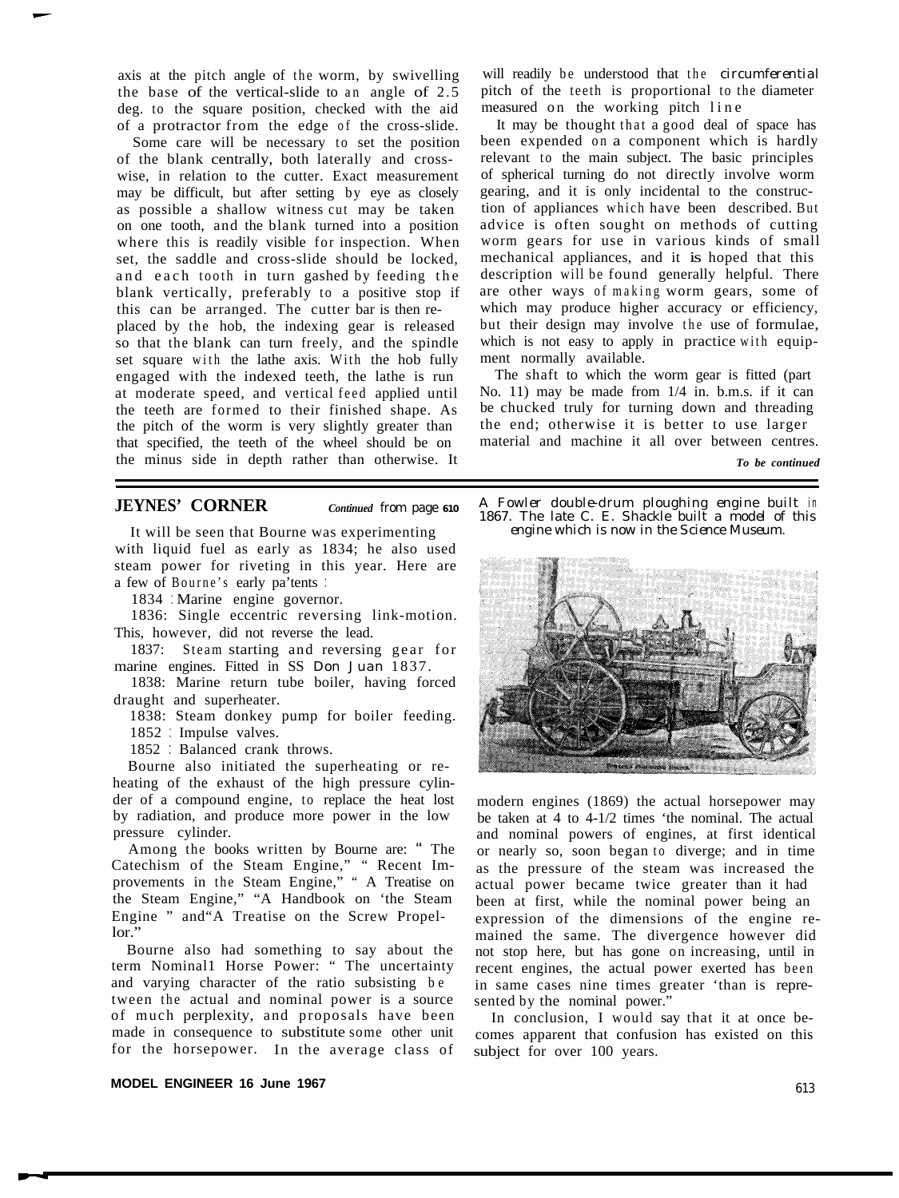axis at the pitch angle of the worm, by swivelling the base of the vertical-slide to an angle of 2.5 deg. to the square position, checked with the aid of a protractor from the edge of the cross-slide.

Some care will be necessary to set the position of the blank centrally, both laterally and crosswise, in relation to the cutter. Exact measurement may be difficult, but after setting by eye as closely as possible a shallow witness cut may be taken on one tooth, and the blank turned into a position where this is readily visible for inspection. When set, the saddle and cross-slide should be locked, and each tooth in turn gashed by feeding the blank vertically, preferably to a positive stop if this can be arranged. The cutter bar is then replaced by the hob, the indexing gear is released so that the blank can turn freely, and the spindle set square with the lathe axis. With the hob fully engaged with the indexed teeth, the lathe is run at moderate speed, and vertical feed applied until the teeth are formed to their finished shape. As the pitch of the worm is very slightly greater than that specified, the teeth of the wheel should be on the minus side in depth rather than otherwise. It will readily be understood that the circumferential pitch of the teeth is proportional to the diameter measured on the working pitch line.

It may be thought that a good deal of space has been expended on a component which is hardly relevant to the main subject. The basic principles of spherical turning do not directly involve worm gearing, and it is only incidental to the construction of appliances which have been described. But advice is often sought on methods of cutting worm gears for use in various kinds of small mechanical appliances, and it is hoped that this description will be found generally helpful. There are other ways of making worm gears, some of which may produce higher accuracy or efficiency, but their design may involve the use of formulae, which is not easy to apply in practice with equipment normally available.

The shaft to which the worm gear is fitted (part No. 11) may be made from 1/4 in. b.m.s. if it can be chucked truly for turning down and threading the end; otherwise it is better to use larger material and machine it all over between centres.

*To be continued*

## JEYNES' CORNER

*Continued from page 610*

It will be seen that Bourne was experimenting with liquid fuel as early as 1834; he also used steam power for riveting in this year. Here are a few of Bourne's early pa'tents :

1834 : Marine engine governor.

1836: Single eccentric reversing link-motion. This, however, did not reverse the lead.

1837: Steam starting and reversing gear for marine engines. Fitted in SS *Don Juan* 1837.

1838: Marine return tube boiler, having forced draught and superheater.

1838: Steam donkey pump for boiler feeding.

1852 : Impulse valves.

1852 : Balanced crank throws.

Bourne also initiated the superheating or reheating of the exhaust of the high pressure cylinder of a compound engine, to replace the heat lost by radiation, and produce more power in the low pressure cylinder.

Among the books written by Bourne are: " The Catechism of the Steam Engine," " Recent Improvements in the Steam Engine," " A Treatise on the Steam Engine," "A Handbook on 'the Steam Engine " and "A Treatise on the Screw Propellor."

Bourne also had something to say about the term Nominal1 Horse Power: " The uncertainty and varying character of the ratio subsisting between the actual and nominal power is a source of much perplexity, and proposals have been made in consequence to substitute some other unit for the horsepower. In the average class of modern engines (1869) the actual horsepower may be taken at 4 to 4-1/2 times 'the nominal. The actual and nominal powers of engines, at first identical or nearly so, soon began to diverge; and in time as the pressure of the steam was increased the actual power became twice greater than it had been at first, while the nominal power being an expression of the dimensions of the engine remained the same. The divergence however did not stop here, but has gone on increasing, until in recent engines, the actual power exerted has been in same cases nine times greater 'than is represented by the nominal power."

In conclusion, I would say that it at once becomes apparent that confusion has existed on this subject for over 100 years.

A Fowler double-drum ploughing engine built in 1867. The late C. E. Shackle built a model of this engine which is now in the Science Museum.